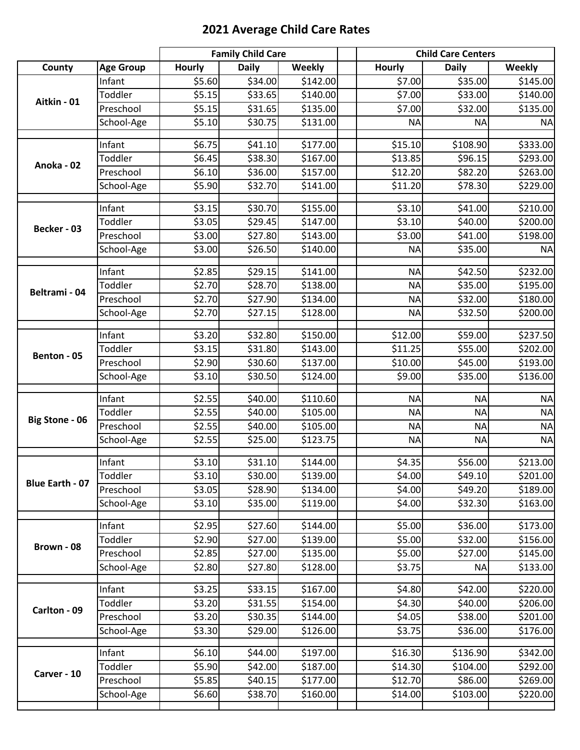# 2021 Average Child Care Rates

| | | Family Child Care | | | | Child Care Centers | | |
|---|---|---|---|---|---|---|---|---|
| County | Age Group | Hourly | Daily | Weekly | | Hourly | Daily | Weekly |
| Aitkin - 01 | Infant | $5.60 | $34.00 | $142.00 | | $7.00 | $35.00 | $145.00 |
| | Toddler | $5.15 | $33.65 | $140.00 | | $7.00 | $33.00 | $140.00 |
| | Preschool | $5.15 | $31.65 | $135.00 | | $7.00 | $32.00 | $135.00 |
| | School-Age | $5.10 | $30.75 | $131.00 | | NA | NA | NA |
| Anoka - 02 | Infant | $6.75 | $41.10 | $177.00 | | $15.10 | $108.90 | $333.00 |
| | Toddler | $6.45 | $38.30 | $167.00 | | $13.85 | $96.15 | $293.00 |
| | Preschool | $6.10 | $36.00 | $157.00 | | $12.20 | $82.20 | $263.00 |
| | School-Age | $5.90 | $32.70 | $141.00 | | $11.20 | $78.30 | $229.00 |
| Becker - 03 | Infant | $3.15 | $30.70 | $155.00 | | $3.10 | $41.00 | $210.00 |
| | Toddler | $3.05 | $29.45 | $147.00 | | $3.10 | $40.00 | $200.00 |
| | Preschool | $3.00 | $27.80 | $143.00 | | $3.00 | $41.00 | $198.00 |
| | School-Age | $3.00 | $26.50 | $140.00 | | NA | $35.00 | NA |
| Beltrami - 04 | Infant | $2.85 | $29.15 | $141.00 | | NA | $42.50 | $232.00 |
| | Toddler | $2.70 | $28.70 | $138.00 | | NA | $35.00 | $195.00 |
| | Preschool | $2.70 | $27.90 | $134.00 | | NA | $32.00 | $180.00 |
| | School-Age | $2.70 | $27.15 | $128.00 | | NA | $32.50 | $200.00 |
| Benton - 05 | Infant | $3.20 | $32.80 | $150.00 | | $12.00 | $59.00 | $237.50 |
| | Toddler | $3.15 | $31.80 | $143.00 | | $11.25 | $55.00 | $202.00 |
| | Preschool | $2.90 | $30.60 | $137.00 | | $10.00 | $45.00 | $193.00 |
| | School-Age | $3.10 | $30.50 | $124.00 | | $9.00 | $35.00 | $136.00 |
| Big Stone - 06 | Infant | $2.55 | $40.00 | $110.60 | | NA | NA | NA |
| | Toddler | $2.55 | $40.00 | $105.00 | | NA | NA | NA |
| | Preschool | $2.55 | $40.00 | $105.00 | | NA | NA | NA |
| | School-Age | $2.55 | $25.00 | $123.75 | | NA | NA | NA |
| Blue Earth - 07 | Infant | $3.10 | $31.10 | $144.00 | | $4.35 | $56.00 | $213.00 |
| | Toddler | $3.10 | $30.00 | $139.00 | | $4.00 | $49.10 | $201.00 |
| | Preschool | $3.05 | $28.90 | $134.00 | | $4.00 | $49.20 | $189.00 |
| | School-Age | $3.10 | $35.00 | $119.00 | | $4.00 | $32.30 | $163.00 |
| Brown - 08 | Infant | $2.95 | $27.60 | $144.00 | | $5.00 | $36.00 | $173.00 |
| | Toddler | $2.90 | $27.00 | $139.00 | | $5.00 | $32.00 | $156.00 |
| | Preschool | $2.85 | $27.00 | $135.00 | | $5.00 | $27.00 | $145.00 |
| | School-Age | $2.80 | $27.80 | $128.00 | | $3.75 | NA | $133.00 |
| Carlton - 09 | Infant | $3.25 | $33.15 | $167.00 | | $4.80 | $42.00 | $220.00 |
| | Toddler | $3.20 | $31.55 | $154.00 | | $4.30 | $40.00 | $206.00 |
| | Preschool | $3.20 | $30.35 | $144.00 | | $4.05 | $38.00 | $201.00 |
| | School-Age | $3.30 | $29.00 | $126.00 | | $3.75 | $36.00 | $176.00 |
| Carver - 10 | Infant | $6.10 | $44.00 | $197.00 | | $16.30 | $136.90 | $342.00 |
| | Toddler | $5.90 | $42.00 | $187.00 | | $14.30 | $104.00 | $292.00 |
| | Preschool | $5.85 | $40.15 | $177.00 | | $12.70 | $86.00 | $269.00 |
| | School-Age | $6.60 | $38.70 | $160.00 | | $14.00 | $103.00 | $220.00 |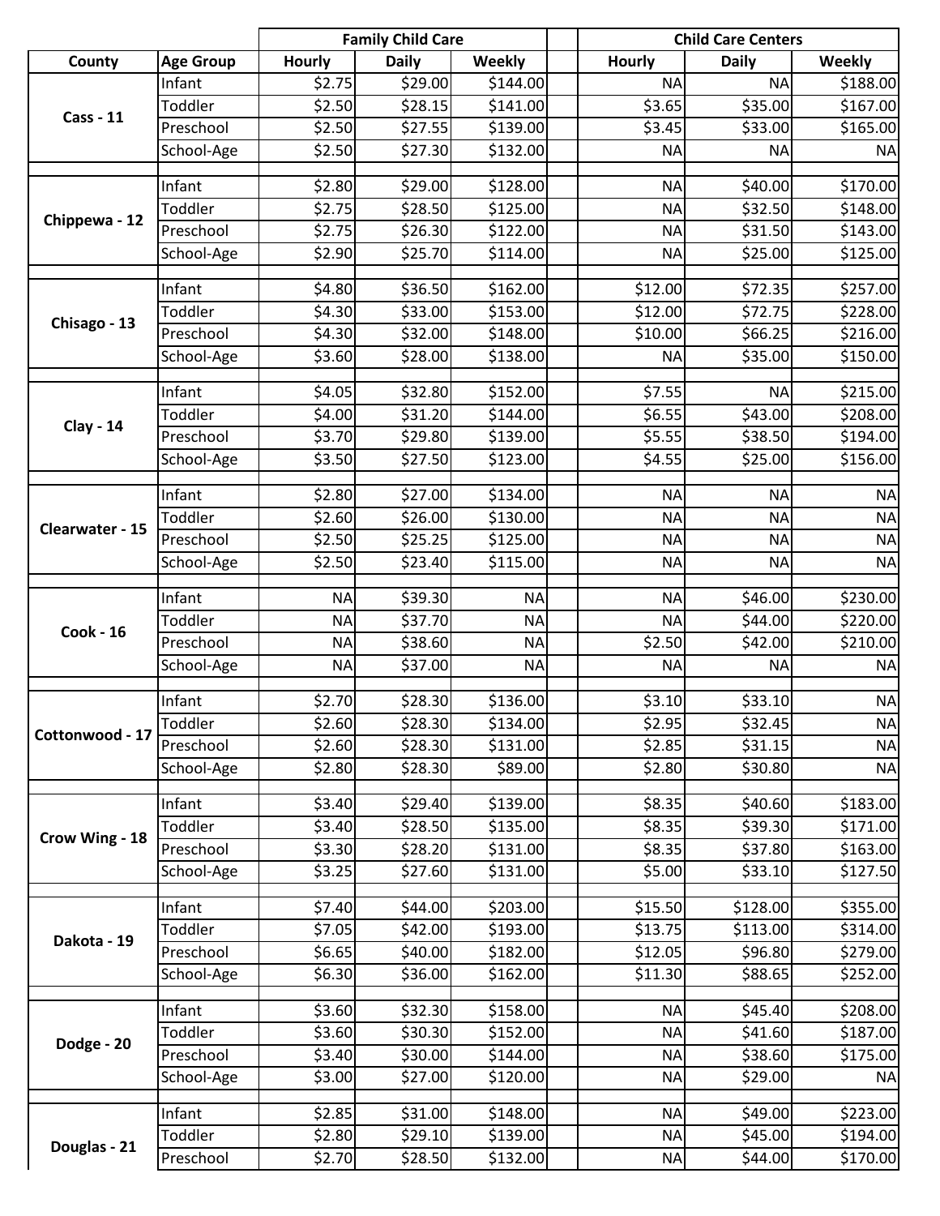| County | Age Group | Family Child Care | | | Child Care Centers | | |
|---|---|---|---|---|---|---|---|
| | | Hourly | Daily | Weekly | Hourly | Daily | Weekly |
| Cass - 11 | Infant | $2.75 | $29.00 | $144.00 | NA | NA | $188.00 |
| | Toddler | $2.50 | $28.15 | $141.00 | $3.65 | $35.00 | $167.00 |
| | Preschool | $2.50 | $27.55 | $139.00 | $3.45 | $33.00 | $165.00 |
| | School-Age | $2.50 | $27.30 | $132.00 | NA | NA | NA |
| Chippewa - 12 | Infant | $2.80 | $29.00 | $128.00 | NA | $40.00 | $170.00 |
| | Toddler | $2.75 | $28.50 | $125.00 | NA | $32.50 | $148.00 |
| | Preschool | $2.75 | $26.30 | $122.00 | NA | $31.50 | $143.00 |
| | School-Age | $2.90 | $25.70 | $114.00 | NA | $25.00 | $125.00 |
| Chisago - 13 | Infant | $4.80 | $36.50 | $162.00 | $12.00 | $72.35 | $257.00 |
| | Toddler | $4.30 | $33.00 | $153.00 | $12.00 | $72.75 | $228.00 |
| | Preschool | $4.30 | $32.00 | $148.00 | $10.00 | $66.25 | $216.00 |
| | School-Age | $3.60 | $28.00 | $138.00 | NA | $35.00 | $150.00 |
| Clay - 14 | Infant | $4.05 | $32.80 | $152.00 | $7.55 | NA | $215.00 |
| | Toddler | $4.00 | $31.20 | $144.00 | $6.55 | $43.00 | $208.00 |
| | Preschool | $3.70 | $29.80 | $139.00 | $5.55 | $38.50 | $194.00 |
| | School-Age | $3.50 | $27.50 | $123.00 | $4.55 | $25.00 | $156.00 |
| Clearwater - 15 | Infant | $2.80 | $27.00 | $134.00 | NA | NA | NA |
| | Toddler | $2.60 | $26.00 | $130.00 | NA | NA | NA |
| | Preschool | $2.50 | $25.25 | $125.00 | NA | NA | NA |
| | School-Age | $2.50 | $23.40 | $115.00 | NA | NA | NA |
| Cook - 16 | Infant | NA | $39.30 | NA | NA | $46.00 | $230.00 |
| | Toddler | NA | $37.70 | NA | NA | $44.00 | $220.00 |
| | Preschool | NA | $38.60 | NA | $2.50 | $42.00 | $210.00 |
| | School-Age | NA | $37.00 | NA | NA | NA | NA |
| Cottonwood - 17 | Infant | $2.70 | $28.30 | $136.00 | $3.10 | $33.10 | NA |
| | Toddler | $2.60 | $28.30 | $134.00 | $2.95 | $32.45 | NA |
| | Preschool | $2.60 | $28.30 | $131.00 | $2.85 | $31.15 | NA |
| | School-Age | $2.80 | $28.30 | $89.00 | $2.80 | $30.80 | NA |
| Crow Wing - 18 | Infant | $3.40 | $29.40 | $139.00 | $8.35 | $40.60 | $183.00 |
| | Toddler | $3.40 | $28.50 | $135.00 | $8.35 | $39.30 | $171.00 |
| | Preschool | $3.30 | $28.20 | $131.00 | $8.35 | $37.80 | $163.00 |
| | School-Age | $3.25 | $27.60 | $131.00 | $5.00 | $33.10 | $127.50 |
| Dakota - 19 | Infant | $7.40 | $44.00 | $203.00 | $15.50 | $128.00 | $355.00 |
| | Toddler | $7.05 | $42.00 | $193.00 | $13.75 | $113.00 | $314.00 |
| | Preschool | $6.65 | $40.00 | $182.00 | $12.05 | $96.80 | $279.00 |
| | School-Age | $6.30 | $36.00 | $162.00 | $11.30 | $88.65 | $252.00 |
| Dodge - 20 | Infant | $3.60 | $32.30 | $158.00 | NA | $45.40 | $208.00 |
| | Toddler | $3.60 | $30.30 | $152.00 | NA | $41.60 | $187.00 |
| | Preschool | $3.40 | $30.00 | $144.00 | NA | $38.60 | $175.00 |
| | School-Age | $3.00 | $27.00 | $120.00 | NA | $29.00 | NA |
| Douglas - 21 | Infant | $2.85 | $31.00 | $148.00 | NA | $49.00 | $223.00 |
| | Toddler | $2.80 | $29.10 | $139.00 | NA | $45.00 | $194.00 |
| | Preschool | $2.70 | $28.50 | $132.00 | NA | $44.00 | $170.00 |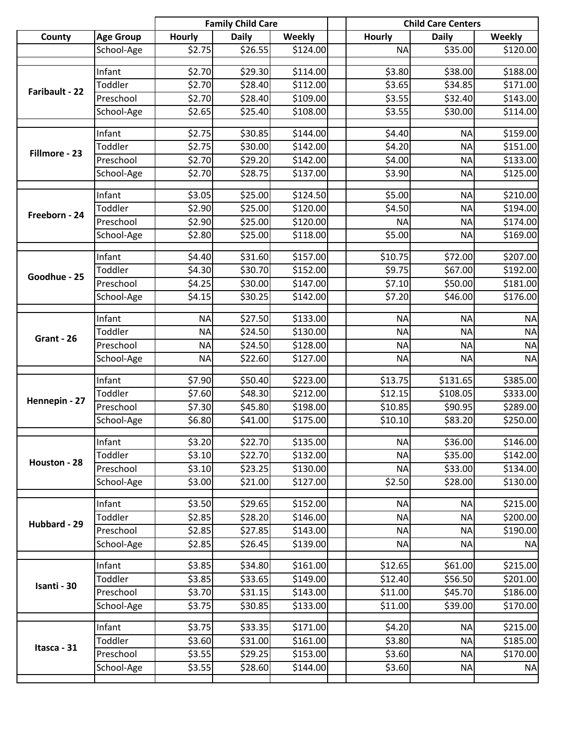| County | Age Group | Family Child Care | | | | Child Care Centers | | |
|---|---|---|---|---|---|---|---|---|
| | | Hourly | Daily | Weekly | | Hourly | Daily | Weekly |
| | School-Age | $2.75 | $26.55 | $124.00 | | NA | $35.00 | $120.00 |
| Faribault - 22 | Infant | $2.70 | $29.30 | $114.00 | | $3.80 | $38.00 | $188.00 |
| | Toddler | $2.70 | $28.40 | $112.00 | | $3.65 | $34.85 | $171.00 |
| | Preschool | $2.70 | $28.40 | $109.00 | | $3.55 | $32.40 | $143.00 |
| | School-Age | $2.65 | $25.40 | $108.00 | | $3.55 | $30.00 | $114.00 |
| Fillmore - 23 | Infant | $2.75 | $30.85 | $144.00 | | $4.40 | NA | $159.00 |
| | Toddler | $2.75 | $30.00 | $142.00 | | $4.20 | NA | $151.00 |
| | Preschool | $2.70 | $29.20 | $142.00 | | $4.00 | NA | $133.00 |
| | School-Age | $2.70 | $28.75 | $137.00 | | $3.90 | NA | $125.00 |
| Freeborn - 24 | Infant | $3.05 | $25.00 | $124.50 | | $5.00 | NA | $210.00 |
| | Toddler | $2.90 | $25.00 | $120.00 | | $4.50 | NA | $194.00 |
| | Preschool | $2.90 | $25.00 | $120.00 | | NA | NA | $174.00 |
| | School-Age | $2.80 | $25.00 | $118.00 | | $5.00 | NA | $169.00 |
| Goodhue - 25 | Infant | $4.40 | $31.60 | $157.00 | | $10.75 | $72.00 | $207.00 |
| | Toddler | $4.30 | $30.70 | $152.00 | | $9.75 | $67.00 | $192.00 |
| | Preschool | $4.25 | $30.00 | $147.00 | | $7.10 | $50.00 | $181.00 |
| | School-Age | $4.15 | $30.25 | $142.00 | | $7.20 | $46.00 | $176.00 |
| Grant - 26 | Infant | NA | $27.50 | $133.00 | | NA | NA | NA |
| | Toddler | NA | $24.50 | $130.00 | | NA | NA | NA |
| | Preschool | NA | $24.50 | $128.00 | | NA | NA | NA |
| | School-Age | NA | $22.60 | $127.00 | | NA | NA | NA |
| Hennepin - 27 | Infant | $7.90 | $50.40 | $223.00 | | $13.75 | $131.65 | $385.00 |
| | Toddler | $7.60 | $48.30 | $212.00 | | $12.15 | $108.05 | $333.00 |
| | Preschool | $7.30 | $45.80 | $198.00 | | $10.85 | $90.95 | $289.00 |
| | School-Age | $6.80 | $41.00 | $175.00 | | $10.10 | $83.20 | $250.00 |
| Houston - 28 | Infant | $3.20 | $22.70 | $135.00 | | NA | $36.00 | $146.00 |
| | Toddler | $3.10 | $22.70 | $132.00 | | NA | $35.00 | $142.00 |
| | Preschool | $3.10 | $23.25 | $130.00 | | NA | $33.00 | $134.00 |
| | School-Age | $3.00 | $21.00 | $127.00 | | $2.50 | $28.00 | $130.00 |
| Hubbard - 29 | Infant | $3.50 | $29.65 | $152.00 | | NA | NA | $215.00 |
| | Toddler | $2.85 | $28.20 | $146.00 | | NA | NA | $200.00 |
| | Preschool | $2.85 | $27.85 | $143.00 | | NA | NA | $190.00 |
| | School-Age | $2.85 | $26.45 | $139.00 | | NA | NA | NA |
| Isanti - 30 | Infant | $3.85 | $34.80 | $161.00 | | $12.65 | $61.00 | $215.00 |
| | Toddler | $3.85 | $33.65 | $149.00 | | $12.40 | $56.50 | $201.00 |
| | Preschool | $3.70 | $31.15 | $143.00 | | $11.00 | $45.70 | $186.00 |
| | School-Age | $3.75 | $30.85 | $133.00 | | $11.00 | $39.00 | $170.00 |
| Itasca - 31 | Infant | $3.75 | $33.35 | $171.00 | | $4.20 | NA | $215.00 |
| | Toddler | $3.60 | $31.00 | $161.00 | | $3.80 | NA | $185.00 |
| | Preschool | $3.55 | $29.25 | $153.00 | | $3.60 | NA | $170.00 |
| | School-Age | $3.55 | $28.60 | $144.00 | | $3.60 | NA | NA |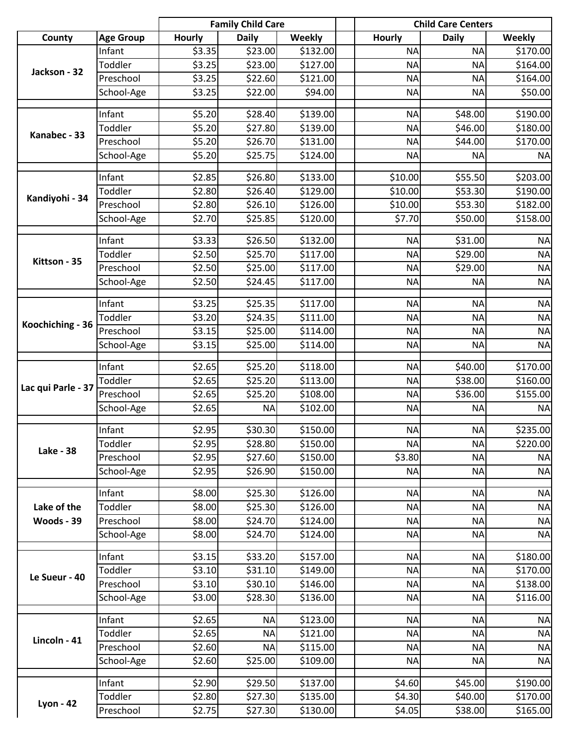| County | Age Group | Family Child Care | | | Child Care Centers | | |
|---|---|---|---|---|---|---|---|
| | | Hourly | Daily | Weekly | Hourly | Daily | Weekly |
| Jackson - 32 | Infant | $3.35 | $23.00 | $132.00 | NA | NA | $170.00 |
| | Toddler | $3.25 | $23.00 | $127.00 | NA | NA | $164.00 |
| | Preschool | $3.25 | $22.60 | $121.00 | NA | NA | $164.00 |
| | School-Age | $3.25 | $22.00 | $94.00 | NA | NA | $50.00 |
| Kanabec - 33 | Infant | $5.20 | $28.40 | $139.00 | NA | $48.00 | $190.00 |
| | Toddler | $5.20 | $27.80 | $139.00 | NA | $46.00 | $180.00 |
| | Preschool | $5.20 | $26.70 | $131.00 | NA | $44.00 | $170.00 |
| | School-Age | $5.20 | $25.75 | $124.00 | NA | NA | NA |
| Kandiyohi - 34 | Infant | $2.85 | $26.80 | $133.00 | $10.00 | $55.50 | $203.00 |
| | Toddler | $2.80 | $26.40 | $129.00 | $10.00 | $53.30 | $190.00 |
| | Preschool | $2.80 | $26.10 | $126.00 | $10.00 | $53.30 | $182.00 |
| | School-Age | $2.70 | $25.85 | $120.00 | $7.70 | $50.00 | $158.00 |
| Kittson - 35 | Infant | $3.33 | $26.50 | $132.00 | NA | $31.00 | NA |
| | Toddler | $2.50 | $25.70 | $117.00 | NA | $29.00 | NA |
| | Preschool | $2.50 | $25.00 | $117.00 | NA | $29.00 | NA |
| | School-Age | $2.50 | $24.45 | $117.00 | NA | NA | NA |
| Koochiching - 36 | Infant | $3.25 | $25.35 | $117.00 | NA | NA | NA |
| | Toddler | $3.20 | $24.35 | $111.00 | NA | NA | NA |
| | Preschool | $3.15 | $25.00 | $114.00 | NA | NA | NA |
| | School-Age | $3.15 | $25.00 | $114.00 | NA | NA | NA |
| Lac qui Parle - 37 | Infant | $2.65 | $25.20 | $118.00 | NA | $40.00 | $170.00 |
| | Toddler | $2.65 | $25.20 | $113.00 | NA | $38.00 | $160.00 |
| | Preschool | $2.65 | $25.20 | $108.00 | NA | $36.00 | $155.00 |
| | School-Age | $2.65 | NA | $102.00 | NA | NA | NA |
| Lake - 38 | Infant | $2.95 | $30.30 | $150.00 | NA | NA | $235.00 |
| | Toddler | $2.95 | $28.80 | $150.00 | NA | NA | $220.00 |
| | Preschool | $2.95 | $27.60 | $150.00 | $3.80 | NA | NA |
| | School-Age | $2.95 | $26.90 | $150.00 | NA | NA | NA |
| Lake of the Woods - 39 | Infant | $8.00 | $25.30 | $126.00 | NA | NA | NA |
| | Toddler | $8.00 | $25.30 | $126.00 | NA | NA | NA |
| | Preschool | $8.00 | $24.70 | $124.00 | NA | NA | NA |
| | School-Age | $8.00 | $24.70 | $124.00 | NA | NA | NA |
| Le Sueur - 40 | Infant | $3.15 | $33.20 | $157.00 | NA | NA | $180.00 |
| | Toddler | $3.10 | $31.10 | $149.00 | NA | NA | $170.00 |
| | Preschool | $3.10 | $30.10 | $146.00 | NA | NA | $138.00 |
| | School-Age | $3.00 | $28.30 | $136.00 | NA | NA | $116.00 |
| Lincoln - 41 | Infant | $2.65 | NA | $123.00 | NA | NA | NA |
| | Toddler | $2.65 | NA | $121.00 | NA | NA | NA |
| | Preschool | $2.60 | NA | $115.00 | NA | NA | NA |
| | School-Age | $2.60 | $25.00 | $109.00 | NA | NA | NA |
| Lyon - 42 | Infant | $2.90 | $29.50 | $137.00 | $4.60 | $45.00 | $190.00 |
| | Toddler | $2.80 | $27.30 | $135.00 | $4.30 | $40.00 | $170.00 |
| | Preschool | $2.75 | $27.30 | $130.00 | $4.05 | $38.00 | $165.00 |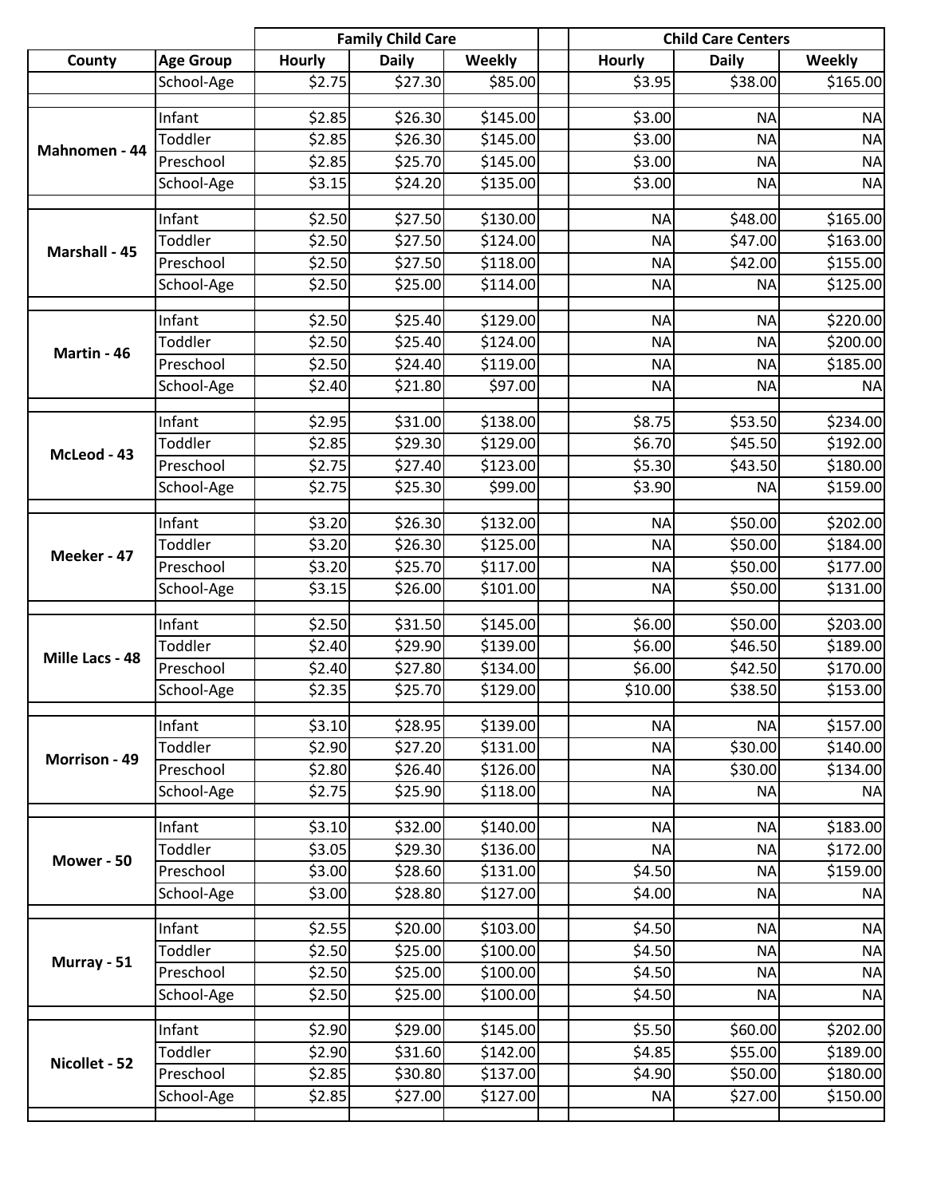| | | Family Child Care | | | Child Care Centers | | |
|---|---|---|---|---|---|---|---|
| County | Age Group | Hourly | Daily | Weekly | Hourly | Daily | Weekly |
| | School-Age | $2.75 | $27.30 | $85.00 | $3.95 | $38.00 | $165.00 |
| Mahnomen - 44 | Infant | $2.85 | $26.30 | $145.00 | $3.00 | NA | NA |
| | Toddler | $2.85 | $26.30 | $145.00 | $3.00 | NA | NA |
| | Preschool | $2.85 | $25.70 | $145.00 | $3.00 | NA | NA |
| | School-Age | $3.15 | $24.20 | $135.00 | $3.00 | NA | NA |
| Marshall - 45 | Infant | $2.50 | $27.50 | $130.00 | NA | $48.00 | $165.00 |
| | Toddler | $2.50 | $27.50 | $124.00 | NA | $47.00 | $163.00 |
| | Preschool | $2.50 | $27.50 | $118.00 | NA | $42.00 | $155.00 |
| | School-Age | $2.50 | $25.00 | $114.00 | NA | NA | $125.00 |
| Martin - 46 | Infant | $2.50 | $25.40 | $129.00 | NA | NA | $220.00 |
| | Toddler | $2.50 | $25.40 | $124.00 | NA | NA | $200.00 |
| | Preschool | $2.50 | $24.40 | $119.00 | NA | NA | $185.00 |
| | School-Age | $2.40 | $21.80 | $97.00 | NA | NA | NA |
| McLeod - 43 | Infant | $2.95 | $31.00 | $138.00 | $8.75 | $53.50 | $234.00 |
| | Toddler | $2.85 | $29.30 | $129.00 | $6.70 | $45.50 | $192.00 |
| | Preschool | $2.75 | $27.40 | $123.00 | $5.30 | $43.50 | $180.00 |
| | School-Age | $2.75 | $25.30 | $99.00 | $3.90 | NA | $159.00 |
| Meeker - 47 | Infant | $3.20 | $26.30 | $132.00 | NA | $50.00 | $202.00 |
| | Toddler | $3.20 | $26.30 | $125.00 | NA | $50.00 | $184.00 |
| | Preschool | $3.20 | $25.70 | $117.00 | NA | $50.00 | $177.00 |
| | School-Age | $3.15 | $26.00 | $101.00 | NA | $50.00 | $131.00 |
| Mille Lacs - 48 | Infant | $2.50 | $31.50 | $145.00 | $6.00 | $50.00 | $203.00 |
| | Toddler | $2.40 | $29.90 | $139.00 | $6.00 | $46.50 | $189.00 |
| | Preschool | $2.40 | $27.80 | $134.00 | $6.00 | $42.50 | $170.00 |
| | School-Age | $2.35 | $25.70 | $129.00 | $10.00 | $38.50 | $153.00 |
| Morrison - 49 | Infant | $3.10 | $28.95 | $139.00 | NA | NA | $157.00 |
| | Toddler | $2.90 | $27.20 | $131.00 | NA | $30.00 | $140.00 |
| | Preschool | $2.80 | $26.40 | $126.00 | NA | $30.00 | $134.00 |
| | School-Age | $2.75 | $25.90 | $118.00 | NA | NA | NA |
| Mower - 50 | Infant | $3.10 | $32.00 | $140.00 | NA | NA | $183.00 |
| | Toddler | $3.05 | $29.30 | $136.00 | NA | NA | $172.00 |
| | Preschool | $3.00 | $28.60 | $131.00 | $4.50 | NA | $159.00 |
| | School-Age | $3.00 | $28.80 | $127.00 | $4.00 | NA | NA |
| Murray - 51 | Infant | $2.55 | $20.00 | $103.00 | $4.50 | NA | NA |
| | Toddler | $2.50 | $25.00 | $100.00 | $4.50 | NA | NA |
| | Preschool | $2.50 | $25.00 | $100.00 | $4.50 | NA | NA |
| | School-Age | $2.50 | $25.00 | $100.00 | $4.50 | NA | NA |
| Nicollet - 52 | Infant | $2.90 | $29.00 | $145.00 | $5.50 | $60.00 | $202.00 |
| | Toddler | $2.90 | $31.60 | $142.00 | $4.85 | $55.00 | $189.00 |
| | Preschool | $2.85 | $30.80 | $137.00 | $4.90 | $50.00 | $180.00 |
| | School-Age | $2.85 | $27.00 | $127.00 | NA | $27.00 | $150.00 |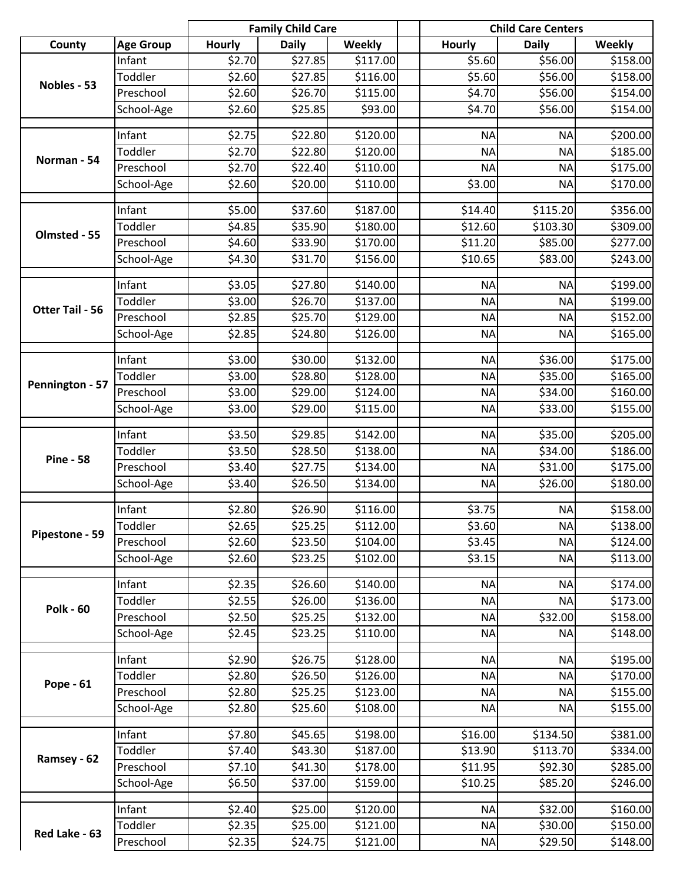| County | Age Group | Family Child Care | | | Child Care Centers | | |
|---|---|---|---|---|---|---|---|
| | | Hourly | Daily | Weekly | Hourly | Daily | Weekly |
| Nobles - 53 | Infant | $2.70 | $27.85 | $117.00 | $5.60 | $56.00 | $158.00 |
| | Toddler | $2.60 | $27.85 | $116.00 | $5.60 | $56.00 | $158.00 |
| | Preschool | $2.60 | $26.70 | $115.00 | $4.70 | $56.00 | $154.00 |
| | School-Age | $2.60 | $25.85 | $93.00 | $4.70 | $56.00 | $154.00 |
| Norman - 54 | Infant | $2.75 | $22.80 | $120.00 | NA | NA | $200.00 |
| | Toddler | $2.70 | $22.80 | $120.00 | NA | NA | $185.00 |
| | Preschool | $2.70 | $22.40 | $110.00 | NA | NA | $175.00 |
| | School-Age | $2.60 | $20.00 | $110.00 | $3.00 | NA | $170.00 |
| Olmsted - 55 | Infant | $5.00 | $37.60 | $187.00 | $14.40 | $115.20 | $356.00 |
| | Toddler | $4.85 | $35.90 | $180.00 | $12.60 | $103.30 | $309.00 |
| | Preschool | $4.60 | $33.90 | $170.00 | $11.20 | $85.00 | $277.00 |
| | School-Age | $4.30 | $31.70 | $156.00 | $10.65 | $83.00 | $243.00 |
| Otter Tail - 56 | Infant | $3.05 | $27.80 | $140.00 | NA | NA | $199.00 |
| | Toddler | $3.00 | $26.70 | $137.00 | NA | NA | $199.00 |
| | Preschool | $2.85 | $25.70 | $129.00 | NA | NA | $152.00 |
| | School-Age | $2.85 | $24.80 | $126.00 | NA | NA | $165.00 |
| Pennington - 57 | Infant | $3.00 | $30.00 | $132.00 | NA | $36.00 | $175.00 |
| | Toddler | $3.00 | $28.80 | $128.00 | NA | $35.00 | $165.00 |
| | Preschool | $3.00 | $29.00 | $124.00 | NA | $34.00 | $160.00 |
| | School-Age | $3.00 | $29.00 | $115.00 | NA | $33.00 | $155.00 |
| Pine - 58 | Infant | $3.50 | $29.85 | $142.00 | NA | $35.00 | $205.00 |
| | Toddler | $3.50 | $28.50 | $138.00 | NA | $34.00 | $186.00 |
| | Preschool | $3.40 | $27.75 | $134.00 | NA | $31.00 | $175.00 |
| | School-Age | $3.40 | $26.50 | $134.00 | NA | $26.00 | $180.00 |
| Pipestone - 59 | Infant | $2.80 | $26.90 | $116.00 | $3.75 | NA | $158.00 |
| | Toddler | $2.65 | $25.25 | $112.00 | $3.60 | NA | $138.00 |
| | Preschool | $2.60 | $23.50 | $104.00 | $3.45 | NA | $124.00 |
| | School-Age | $2.60 | $23.25 | $102.00 | $3.15 | NA | $113.00 |
| Polk - 60 | Infant | $2.35 | $26.60 | $140.00 | NA | NA | $174.00 |
| | Toddler | $2.55 | $26.00 | $136.00 | NA | NA | $173.00 |
| | Preschool | $2.50 | $25.25 | $132.00 | NA | $32.00 | $158.00 |
| | School-Age | $2.45 | $23.25 | $110.00 | NA | NA | $148.00 |
| Pope - 61 | Infant | $2.90 | $26.75 | $128.00 | NA | NA | $195.00 |
| | Toddler | $2.80 | $26.50 | $126.00 | NA | NA | $170.00 |
| | Preschool | $2.80 | $25.25 | $123.00 | NA | NA | $155.00 |
| | School-Age | $2.80 | $25.60 | $108.00 | NA | NA | $155.00 |
| Ramsey - 62 | Infant | $7.80 | $45.65 | $198.00 | $16.00 | $134.50 | $381.00 |
| | Toddler | $7.40 | $43.30 | $187.00 | $13.90 | $113.70 | $334.00 |
| | Preschool | $7.10 | $41.30 | $178.00 | $11.95 | $92.30 | $285.00 |
| | School-Age | $6.50 | $37.00 | $159.00 | $10.25 | $85.20 | $246.00 |
| Red Lake - 63 | Infant | $2.40 | $25.00 | $120.00 | NA | $32.00 | $160.00 |
| | Toddler | $2.35 | $25.00 | $121.00 | NA | $30.00 | $150.00 |
| | Preschool | $2.35 | $24.75 | $121.00 | NA | $29.50 | $148.00 |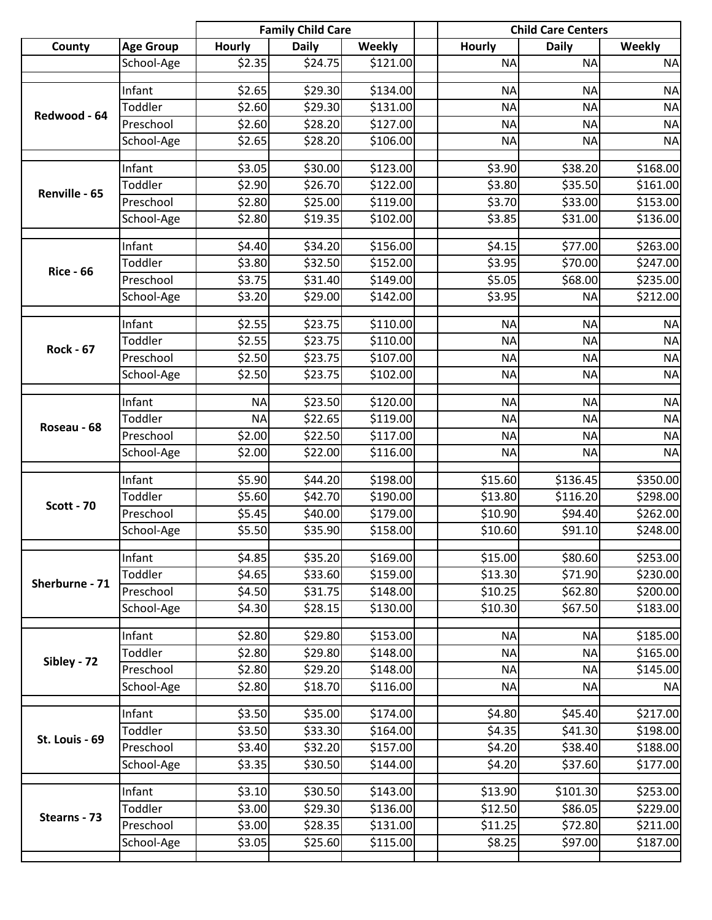| | | Family Child Care | | | | Child Care Centers | | |
|---|---|---|---|---|---|---|---|---|
| County | Age Group | Hourly | Daily | Weekly | | Hourly | Daily | Weekly |
| | School-Age | $2.35 | $24.75 | $121.00 | | NA | NA | NA |
| | | | | | | | | |
| Redwood - 64 | Infant | $2.65 | $29.30 | $134.00 | | NA | NA | NA |
| | Toddler | $2.60 | $29.30 | $131.00 | | NA | NA | NA |
| | Preschool | $2.60 | $28.20 | $127.00 | | NA | NA | NA |
| | School-Age | $2.65 | $28.20 | $106.00 | | NA | NA | NA |
| | | | | | | | | |
| Renville - 65 | Infant | $3.05 | $30.00 | $123.00 | | $3.90 | $38.20 | $168.00 |
| | Toddler | $2.90 | $26.70 | $122.00 | | $3.80 | $35.50 | $161.00 |
| | Preschool | $2.80 | $25.00 | $119.00 | | $3.70 | $33.00 | $153.00 |
| | School-Age | $2.80 | $19.35 | $102.00 | | $3.85 | $31.00 | $136.00 |
| | | | | | | | | |
| Rice - 66 | Infant | $4.40 | $34.20 | $156.00 | | $4.15 | $77.00 | $263.00 |
| | Toddler | $3.80 | $32.50 | $152.00 | | $3.95 | $70.00 | $247.00 |
| | Preschool | $3.75 | $31.40 | $149.00 | | $5.05 | $68.00 | $235.00 |
| | School-Age | $3.20 | $29.00 | $142.00 | | $3.95 | NA | $212.00 |
| | | | | | | | | |
| Rock - 67 | Infant | $2.55 | $23.75 | $110.00 | | NA | NA | NA |
| | Toddler | $2.55 | $23.75 | $110.00 | | NA | NA | NA |
| | Preschool | $2.50 | $23.75 | $107.00 | | NA | NA | NA |
| | School-Age | $2.50 | $23.75 | $102.00 | | NA | NA | NA |
| | | | | | | | | |
| Roseau - 68 | Infant | NA | $23.50 | $120.00 | | NA | NA | NA |
| | Toddler | NA | $22.65 | $119.00 | | NA | NA | NA |
| | Preschool | $2.00 | $22.50 | $117.00 | | NA | NA | NA |
| | School-Age | $2.00 | $22.00 | $116.00 | | NA | NA | NA |
| | | | | | | | | |
| Scott - 70 | Infant | $5.90 | $44.20 | $198.00 | | $15.60 | $136.45 | $350.00 |
| | Toddler | $5.60 | $42.70 | $190.00 | | $13.80 | $116.20 | $298.00 |
| | Preschool | $5.45 | $40.00 | $179.00 | | $10.90 | $94.40 | $262.00 |
| | School-Age | $5.50 | $35.90 | $158.00 | | $10.60 | $91.10 | $248.00 |
| | | | | | | | | |
| Sherburne - 71 | Infant | $4.85 | $35.20 | $169.00 | | $15.00 | $80.60 | $253.00 |
| | Toddler | $4.65 | $33.60 | $159.00 | | $13.30 | $71.90 | $230.00 |
| | Preschool | $4.50 | $31.75 | $148.00 | | $10.25 | $62.80 | $200.00 |
| | School-Age | $4.30 | $28.15 | $130.00 | | $10.30 | $67.50 | $183.00 |
| | | | | | | | | |
| Sibley - 72 | Infant | $2.80 | $29.80 | $153.00 | | NA | NA | $185.00 |
| | Toddler | $2.80 | $29.80 | $148.00 | | NA | NA | $165.00 |
| | Preschool | $2.80 | $29.20 | $148.00 | | NA | NA | $145.00 |
| | School-Age | $2.80 | $18.70 | $116.00 | | NA | NA | NA |
| | | | | | | | | |
| St. Louis - 69 | Infant | $3.50 | $35.00 | $174.00 | | $4.80 | $45.40 | $217.00 |
| | Toddler | $3.50 | $33.30 | $164.00 | | $4.35 | $41.30 | $198.00 |
| | Preschool | $3.40 | $32.20 | $157.00 | | $4.20 | $38.40 | $188.00 |
| | School-Age | $3.35 | $30.50 | $144.00 | | $4.20 | $37.60 | $177.00 |
| | | | | | | | | |
| Stearns - 73 | Infant | $3.10 | $30.50 | $143.00 | | $13.90 | $101.30 | $253.00 |
| | Toddler | $3.00 | $29.30 | $136.00 | | $12.50 | $86.05 | $229.00 |
| | Preschool | $3.00 | $28.35 | $131.00 | | $11.25 | $72.80 | $211.00 |
| | School-Age | $3.05 | $25.60 | $115.00 | | $8.25 | $97.00 | $187.00 |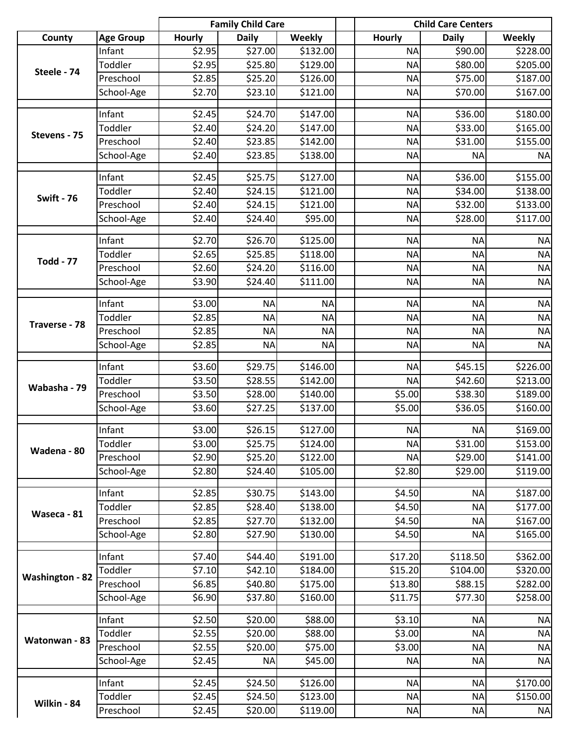| County | Age Group | Family Child Care | | | | Child Care Centers | | |
|---|---|---|---|---|---|---|---|---|
| | | Hourly | Daily | Weekly | | Hourly | Daily | Weekly |
| Steele - 74 | Infant | $2.95 | $27.00 | $132.00 | | NA | $90.00 | $228.00 |
| | Toddler | $2.95 | $25.80 | $129.00 | | NA | $80.00 | $205.00 |
| | Preschool | $2.85 | $25.20 | $126.00 | | NA | $75.00 | $187.00 |
| | School-Age | $2.70 | $23.10 | $121.00 | | NA | $70.00 | $167.00 |
| Stevens - 75 | Infant | $2.45 | $24.70 | $147.00 | | NA | $36.00 | $180.00 |
| | Toddler | $2.40 | $24.20 | $147.00 | | NA | $33.00 | $165.00 |
| | Preschool | $2.40 | $23.85 | $142.00 | | NA | $31.00 | $155.00 |
| | School-Age | $2.40 | $23.85 | $138.00 | | NA | NA | NA |
| Swift - 76 | Infant | $2.45 | $25.75 | $127.00 | | NA | $36.00 | $155.00 |
| | Toddler | $2.40 | $24.15 | $121.00 | | NA | $34.00 | $138.00 |
| | Preschool | $2.40 | $24.15 | $121.00 | | NA | $32.00 | $133.00 |
| | School-Age | $2.40 | $24.40 | $95.00 | | NA | $28.00 | $117.00 |
| Todd - 77 | Infant | $2.70 | $26.70 | $125.00 | | NA | NA | NA |
| | Toddler | $2.65 | $25.85 | $118.00 | | NA | NA | NA |
| | Preschool | $2.60 | $24.20 | $116.00 | | NA | NA | NA |
| | School-Age | $3.90 | $24.40 | $111.00 | | NA | NA | NA |
| Traverse - 78 | Infant | $3.00 | NA | NA | | NA | NA | NA |
| | Toddler | $2.85 | NA | NA | | NA | NA | NA |
| | Preschool | $2.85 | NA | NA | | NA | NA | NA |
| | School-Age | $2.85 | NA | NA | | NA | NA | NA |
| Wabasha - 79 | Infant | $3.60 | $29.75 | $146.00 | | NA | $45.15 | $226.00 |
| | Toddler | $3.50 | $28.55 | $142.00 | | NA | $42.60 | $213.00 |
| | Preschool | $3.50 | $28.00 | $140.00 | | $5.00 | $38.30 | $189.00 |
| | School-Age | $3.60 | $27.25 | $137.00 | | $5.00 | $36.05 | $160.00 |
| Wadena - 80 | Infant | $3.00 | $26.15 | $127.00 | | NA | NA | $169.00 |
| | Toddler | $3.00 | $25.75 | $124.00 | | NA | $31.00 | $153.00 |
| | Preschool | $2.90 | $25.20 | $122.00 | | NA | $29.00 | $141.00 |
| | School-Age | $2.80 | $24.40 | $105.00 | | $2.80 | $29.00 | $119.00 |
| Waseca - 81 | Infant | $2.85 | $30.75 | $143.00 | | $4.50 | NA | $187.00 |
| | Toddler | $2.85 | $28.40 | $138.00 | | $4.50 | NA | $177.00 |
| | Preschool | $2.85 | $27.70 | $132.00 | | $4.50 | NA | $167.00 |
| | School-Age | $2.80 | $27.90 | $130.00 | | $4.50 | NA | $165.00 |
| Washington - 82 | Infant | $7.40 | $44.40 | $191.00 | | $17.20 | $118.50 | $362.00 |
| | Toddler | $7.10 | $42.10 | $184.00 | | $15.20 | $104.00 | $320.00 |
| | Preschool | $6.85 | $40.80 | $175.00 | | $13.80 | $88.15 | $282.00 |
| | School-Age | $6.90 | $37.80 | $160.00 | | $11.75 | $77.30 | $258.00 |
| Watonwan - 83 | Infant | $2.50 | $20.00 | $88.00 | | $3.10 | NA | NA |
| | Toddler | $2.55 | $20.00 | $88.00 | | $3.00 | NA | NA |
| | Preschool | $2.55 | $20.00 | $75.00 | | $3.00 | NA | NA |
| | School-Age | $2.45 | NA | $45.00 | | NA | NA | NA |
| Wilkin - 84 | Infant | $2.45 | $24.50 | $126.00 | | NA | NA | $170.00 |
| | Toddler | $2.45 | $24.50 | $123.00 | | NA | NA | $150.00 |
| | Preschool | $2.45 | $20.00 | $119.00 | | NA | NA | NA |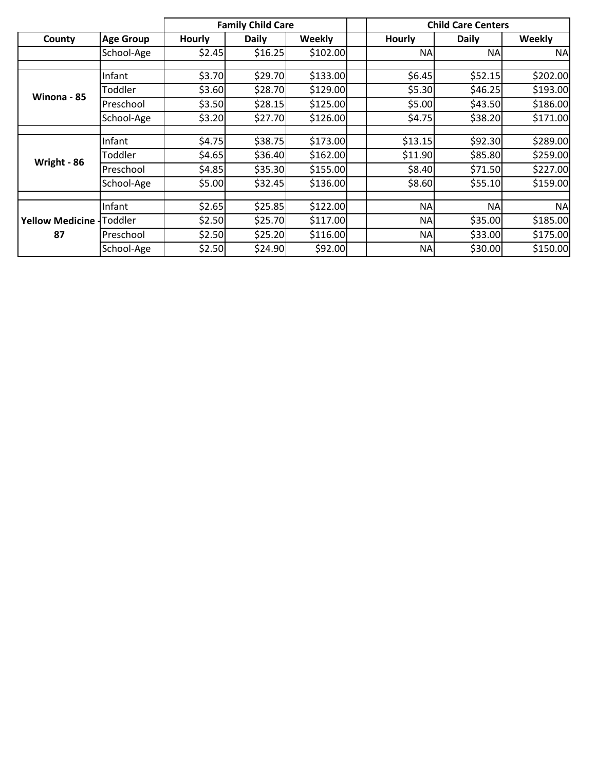| | | Family Child Care | | | | Child Care Centers | | |
|---|---|---|---|---|---|---|---|---|
| County | Age Group | Hourly | Daily | Weekly | | Hourly | Daily | Weekly |
| | School-Age | $2.45 | $16.25 | $102.00 | | NA | NA | NA |
| | | | | | | | | |
| Winona - 85 | Infant | $3.70 | $29.70 | $133.00 | | $6.45 | $52.15 | $202.00 |
| | Toddler | $3.60 | $28.70 | $129.00 | | $5.30 | $46.25 | $193.00 |
| | Preschool | $3.50 | $28.15 | $125.00 | | $5.00 | $43.50 | $186.00 |
| | School-Age | $3.20 | $27.70 | $126.00 | | $4.75 | $38.20 | $171.00 |
| | | | | | | | | |
| Wright - 86 | Infant | $4.75 | $38.75 | $173.00 | | $13.15 | $92.30 | $289.00 |
| | Toddler | $4.65 | $36.40 | $162.00 | | $11.90 | $85.80 | $259.00 |
| | Preschool | $4.85 | $35.30 | $155.00 | | $8.40 | $71.50 | $227.00 |
| | School-Age | $5.00 | $32.45 | $136.00 | | $8.60 | $55.10 | $159.00 |
| | | | | | | | | |
| Yellow Medicine - 87 | Infant | $2.65 | $25.85 | $122.00 | | NA | NA | NA |
| | Toddler | $2.50 | $25.70 | $117.00 | | NA | $35.00 | $185.00 |
| | Preschool | $2.50 | $25.20 | $116.00 | | NA | $33.00 | $175.00 |
| | School-Age | $2.50 | $24.90 | $92.00 | | NA | $30.00 | $150.00 |